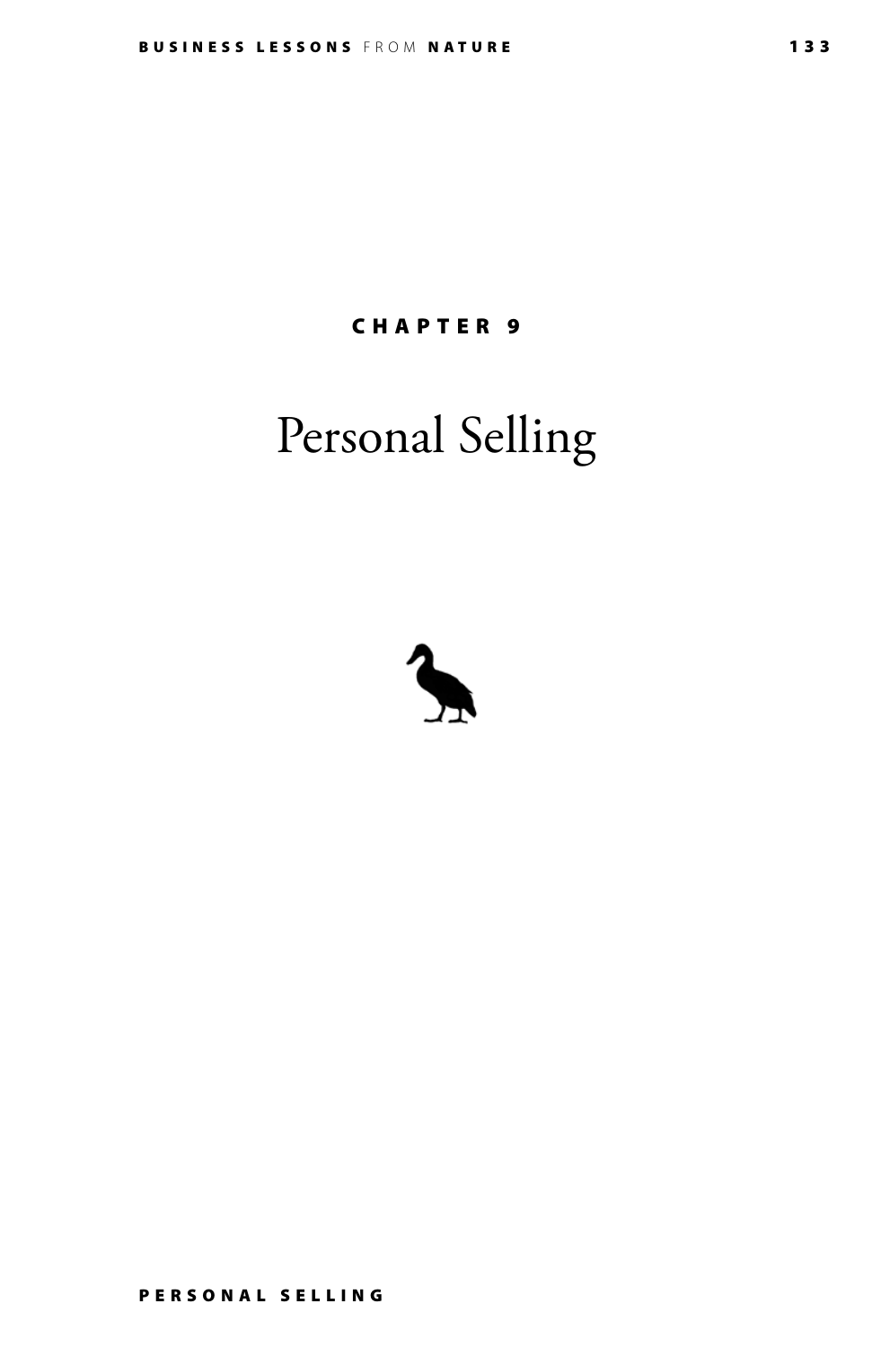CHAPTER 9

# Personal Selling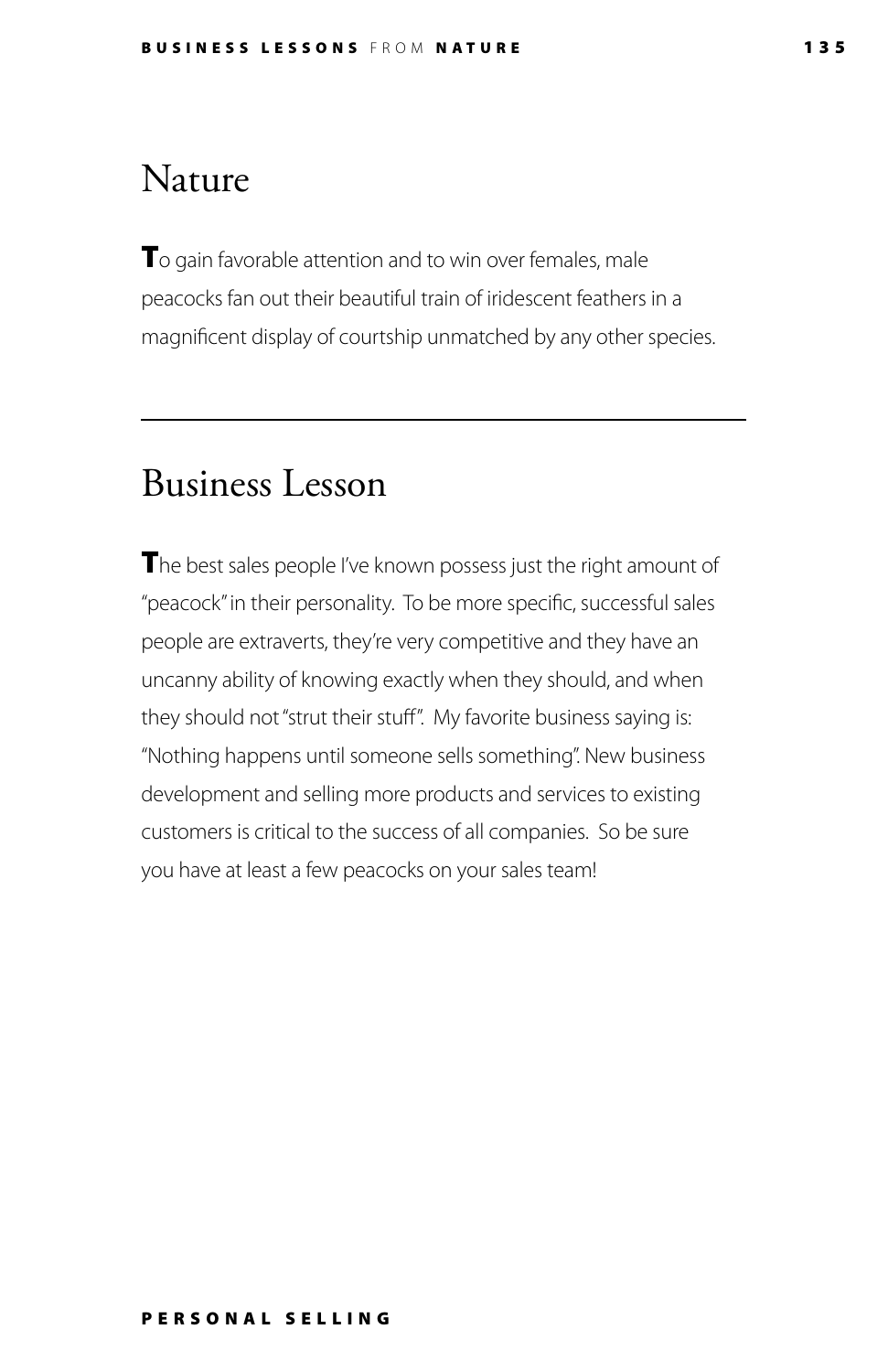## Nature

To gain favorable attention and to win over females, male peacocks fan out their beautiful train of iridescent feathers in a magnificent display of courtship unmatched by any other species.

---

## Business Lesson

The best sales people I've known possess just the right amount of "peacock" in their personality. To be more specific, successful sales people are extraverts, they're very competitive and they have an uncanny ability of knowing exactly when they should, and when they should not "strut their stuff". My favorite business saying is: "Nothing happens until someone sells something". New business development and selling more products and services to existing customers is critical to the success of all companies. So be sure you have at least a few peacocks on your sales team!